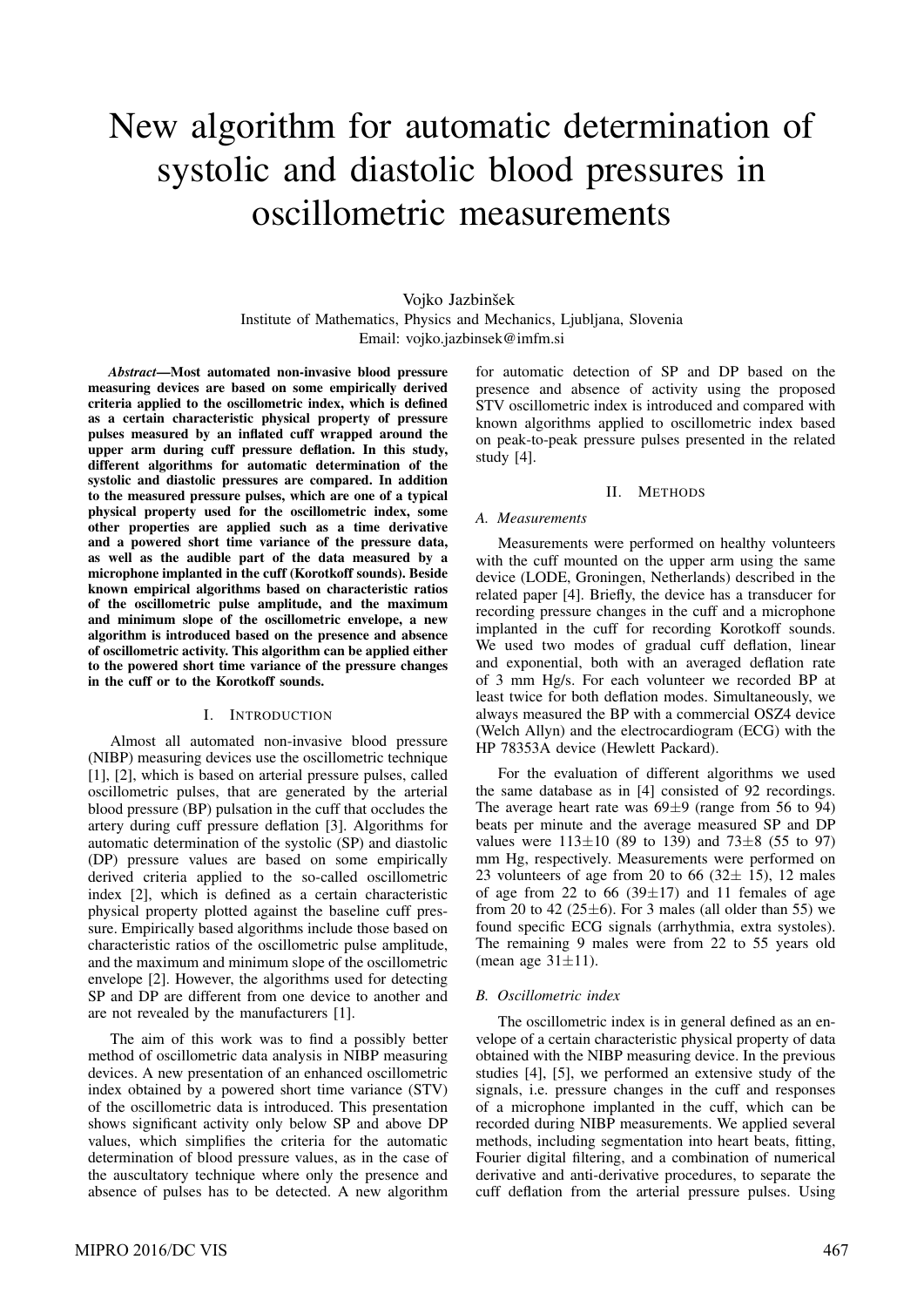# New algorithm for automatic determination of systolic and diastolic blood pressures in oscillometric measurements

Vojko Jazbinšek
Institute of Mathematics, Physics and Mechanics, Ljubljana, Slovenia
Email: vojko.jazbinsek@imfm.si

***Abstract*—Most automated non-invasive blood pressure measuring devices are based on some empirically derived criteria applied to the oscillometric index, which is defined as a certain characteristic physical property of pressure pulses measured by an inflated cuff wrapped around the upper arm during cuff pressure deflation. In this study, different algorithms for automatic determination of the systolic and diastolic pressures are compared. In addition to the measured pressure pulses, which are one of a typical physical property used for the oscillometric index, some other properties are applied such as a time derivative and a powered short time variance of the pressure data, as well as the audible part of the data measured by a microphone implanted in the cuff (Korotkoff sounds). Beside known empirical algorithms based on characteristic ratios of the oscillometric pulse amplitude, and the maximum and minimum slope of the oscillometric envelope, a new algorithm is introduced based on the presence and absence of oscillometric activity. This algorithm can be applied either to the powered short time variance of the pressure changes in the cuff or to the Korotkoff sounds.**

## I. Introduction

Almost all automated non-invasive blood pressure (NIBP) measuring devices use the oscillometric technique [1], [2], which is based on arterial pressure pulses, called oscillometric pulses, that are generated by the arterial blood pressure (BP) pulsation in the cuff that occludes the artery during cuff pressure deflation [3]. Algorithms for automatic determination of the systolic (SP) and diastolic (DP) pressure values are based on some empirically derived criteria applied to the so-called oscillometric index [2], which is defined as a certain characteristic physical property plotted against the baseline cuff pressure. Empirically based algorithms include those based on characteristic ratios of the oscillometric pulse amplitude, and the maximum and minimum slope of the oscillometric envelope [2]. However, the algorithms used for detecting SP and DP are different from one device to another and are not revealed by the manufacturers [1].

The aim of this work was to find a possibly better method of oscillometric data analysis in NIBP measuring devices. A new presentation of an enhanced oscillometric index obtained by a powered short time variance (STV) of the oscillometric data is introduced. This presentation shows significant activity only below SP and above DP values, which simplifies the criteria for the automatic determination of blood pressure values, as in the case of the auscultatory technique where only the presence and absence of pulses has to be detected. A new algorithm for automatic detection of SP and DP based on the presence and absence of activity using the proposed STV oscillometric index is introduced and compared with known algorithms applied to oscillometric index based on peak-to-peak pressure pulses presented in the related study [4].

## II. Methods

### *A. Measurements*

Measurements were performed on healthy volunteers with the cuff mounted on the upper arm using the same device (LODE, Groningen, Netherlands) described in the related paper [4]. Briefly, the device has a transducer for recording pressure changes in the cuff and a microphone implanted in the cuff for recording Korotkoff sounds. We used two modes of gradual cuff deflation, linear and exponential, both with an averaged deflation rate of 3 mm Hg/s. For each volunteer we recorded BP at least twice for both deflation modes. Simultaneously, we always measured the BP with a commercial OSZ4 device (Welch Allyn) and the electrocardiogram (ECG) with the HP 78353A device (Hewlett Packard).

For the evaluation of different algorithms we used the same database as in [4] consisted of 92 recordings. The average heart rate was 69±9 (range from 56 to 94) beats per minute and the average measured SP and DP values were 113±10 (89 to 139) and 73±8 (55 to 97) mm Hg, respectively. Measurements were performed on 23 volunteers of age from 20 to 66 (32± 15), 12 males of age from 22 to 66 (39±17) and 11 females of age from 20 to 42 (25±6). For 3 males (all older than 55) we found specific ECG signals (arrhythmia, extra systoles). The remaining 9 males were from 22 to 55 years old (mean age 31±11).

### *B. Oscillometric index*

The oscillometric index is in general defined as an envelope of a certain characteristic physical property of data obtained with the NIBP measuring device. In the previous studies [4], [5], we performed an extensive study of the signals, i.e. pressure changes in the cuff and responses of a microphone implanted in the cuff, which can be recorded during NIBP measurements. We applied several methods, including segmentation into heart beats, fitting, Fourier digital filtering, and a combination of numerical derivative and anti-derivative procedures, to separate the cuff deflation from the arterial pressure pulses. Using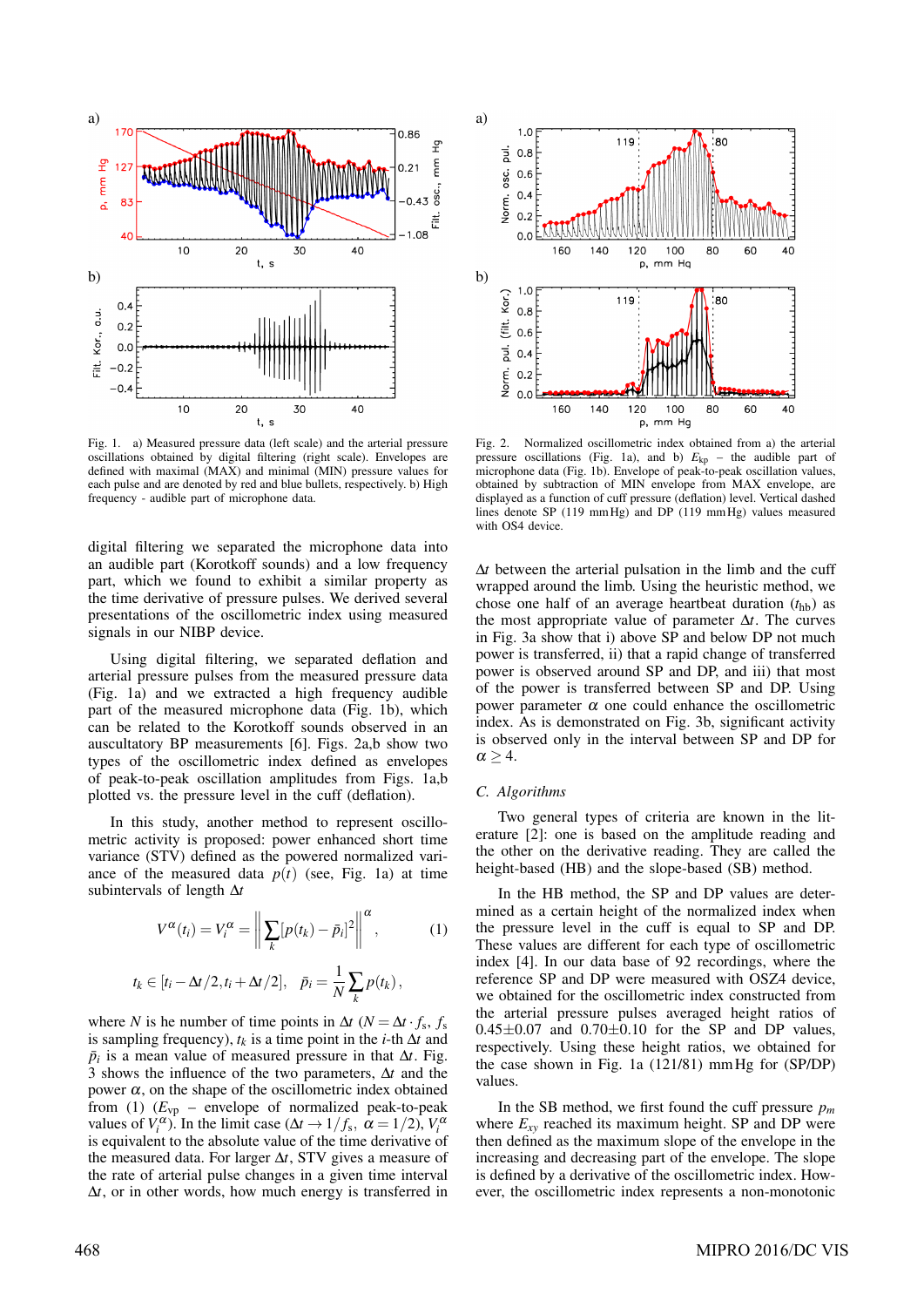Fig. 1. a) Measured pressure data (left scale) and the arterial pressure oscillations obtained by digital filtering (right scale). Envelopes are defined with maximal (MAX) and minimal (MIN) pressure values for each pulse and are denoted by red and blue bullets, respectively. b) High frequency - audible part of microphone data.

Fig. 2. Normalized oscillometric index obtained from a) the arterial pressure oscillations (Fig. 1a), and b) $E_{kp}$ – the audible part of microphone data (Fig. 1b). Envelope of peak-to-peak oscillation values, obtained by subtraction of MIN envelope from MAX envelope, are displayed as a function of cuff pressure (deflation) level. Vertical dashed lines denote SP (119 mmHg) and DP (119 mmHg) values measured with OS4 device.

digital filtering we separated the microphone data into an audible part (Korotkoff sounds) and a low frequency part, which we found to exhibit a similar property as the time derivative of pressure pulses. We derived several presentations of the oscillometric index using measured signals in our NIBP device.

Using digital filtering, we separated deflation and arterial pressure pulses from the measured pressure data (Fig. 1a) and we extracted a high frequency audible part of the measured microphone data (Fig. 1b), which can be related to the Korotkoff sounds observed in an auscultatory BP measurements [6]. Figs. 2a,b show two types of the oscillometric index defined as envelopes of peak-to-peak oscillation amplitudes from Figs. 1a,b plotted vs. the pressure level in the cuff (deflation).

In this study, another method to represent oscillometric activity is proposed: power enhanced short time variance (STV) defined as the powered normalized variance of the measured data $p(t)$ (see, Fig. 1a) at time subintervals of length $\Delta t$

$$V^{\alpha}(t_i) = V_i^{\alpha} = \left\| \sum_k [p(t_k) - \bar{p}_i]^2 \right\|^{\alpha}, \tag{1}$$

$$t_k \in [t_i - \Delta t/2, t_i + \Delta t/2], \quad \bar{p}_i = \frac{1}{N} \sum_k p(t_k),$$

where $N$ is he number of time points in $\Delta t$ ($N = \Delta t \cdot f_s$, $f_s$ is sampling frequency), $t_k$ is a time point in the $i$-th $\Delta t$ and $\bar{p}_i$ is a mean value of measured pressure in that $\Delta t$. Fig. 3 shows the influence of the two parameters, $\Delta t$ and the power $\alpha$, on the shape of the oscillometric index obtained from (1) ($E_{vp}$ – envelope of normalized peak-to-peak values of $V_i^{\alpha}$). In the limit case ($\Delta t \to 1/f_s$, $\alpha = 1/2$), $V_i^{\alpha}$ is equivalent to the absolute value of the time derivative of the measured data. For larger $\Delta t$, STV gives a measure of the rate of arterial pulse changes in a given time interval $\Delta t$, or in other words, how much energy is transferred in $\Delta t$ between the arterial pulsation in the limb and the cuff wrapped around the limb. Using the heuristic method, we chose one half of an average heartbeat duration ($t_{hb}$) as the most appropriate value of parameter $\Delta t$. The curves in Fig. 3a show that i) above SP and below DP not much power is transferred, ii) that a rapid change of transferred power is observed around SP and DP, and iii) that most of the power is transferred between SP and DP. Using power parameter $\alpha$ one could enhance the oscillometric index. As is demonstrated on Fig. 3b, significant activity is observed only in the interval between SP and DP for $\alpha \geq 4$.

### C. Algorithms

Two general types of criteria are known in the literature [2]: one is based on the amplitude reading and the other on the derivative reading. They are called the height-based (HB) and the slope-based (SB) method.

In the HB method, the SP and DP values are determined as a certain height of the normalized index when the pressure level in the cuff is equal to SP and DP. These values are different for each type of oscillometric index [4]. In our data base of 92 recordings, where the reference SP and DP were measured with OSZ4 device, we obtained for the oscillometric index constructed from the arterial pressure pulses averaged height ratios of $0.45\pm0.07$ and $0.70\pm0.10$ for the SP and DP values, respectively. Using these height ratios, we obtained for the case shown in Fig. 1a (121/81) mmHg for (SP/DP) values.

In the SB method, we first found the cuff pressure $p_m$ where $E_{xy}$ reached its maximum height. SP and DP were then defined as the maximum slope of the envelope in the increasing and decreasing part of the envelope. The slope is defined by a derivative of the oscillometric index. However, the oscillometric index represents a non-monotonic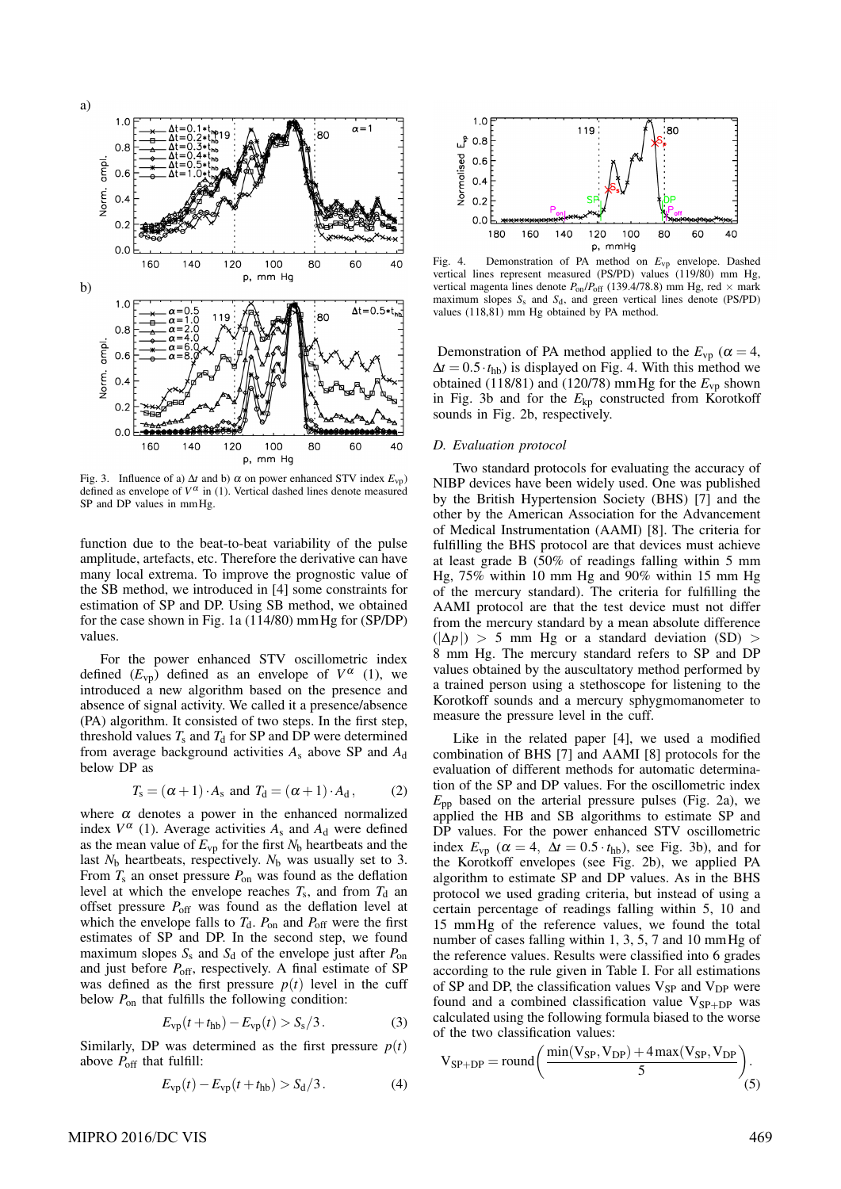Fig. 3. Influence of a) $\Delta t$ and b) $\alpha$ on power enhanced STV index $E_{\mathrm{vp}}$) defined as envelope of $V^{\alpha}$ in (1). Vertical dashed lines denote measured SP and DP values in mmHg.

function due to the beat-to-beat variability of the pulse amplitude, artefacts, etc. Therefore the derivative can have many local extrema. To improve the prognostic value of the SB method, we introduced in [4] some constraints for estimation of SP and DP. Using SB method, we obtained for the case shown in Fig. 1a (114/80) mmHg for (SP/DP) values.

For the power enhanced STV oscillometric index defined ($E_{\mathrm{vp}}$) defined as an envelope of $V^{\alpha}$ (1), we introduced a new algorithm based on the presence and absence of signal activity. We called it a presence/absence (PA) algorithm. It consisted of two steps. In the first step, threshold values $T_{\mathrm{s}}$ and $T_{\mathrm{d}}$ for SP and DP were determined from average background activities $A_{\mathrm{s}}$ above SP and $A_{\mathrm{d}}$ below DP as

$$T_{\mathrm{s}} = (\alpha + 1) \cdot A_{\mathrm{s}} \text{ and } T_{\mathrm{d}} = (\alpha + 1) \cdot A_{\mathrm{d}}, \qquad (2)$$

where $\alpha$ denotes a power in the enhanced normalized index $V^{\alpha}$ (1). Average activities $A_{\mathrm{s}}$ and $A_{\mathrm{d}}$ were defined as the mean value of $E_{\mathrm{vp}}$ for the first $N_{\mathrm{b}}$ heartbeats and the last $N_{\mathrm{b}}$ heartbeats, respectively. $N_{\mathrm{b}}$ was usually set to 3. From $T_{\mathrm{s}}$ an onset pressure $P_{\mathrm{on}}$ was found as the deflation level at which the envelope reaches $T_{\mathrm{s}}$, and from $T_{\mathrm{d}}$ an offset pressure $P_{\mathrm{off}}$ was found as the deflation level at which the envelope falls to $T_{\mathrm{d}}$. $P_{\mathrm{on}}$ and $P_{\mathrm{off}}$ were the first estimates of SP and DP. In the second step, we found maximum slopes $S_{\mathrm{s}}$ and $S_{\mathrm{d}}$ of the envelope just after $P_{\mathrm{on}}$ and just before $P_{\mathrm{off}}$, respectively. A final estimate of SP was defined as the first pressure $p(t)$ level in the cuff below $P_{\mathrm{on}}$ that fulfills the following condition:

$$E_{\mathrm{vp}}(t + t_{\mathrm{hb}}) - E_{\mathrm{vp}}(t) > S_{\mathrm{s}}/3. \qquad (3)$$

Similarly, DP was determined as the first pressure $p(t)$ above $P_{\mathrm{off}}$ that fulfill:

$$E_{\mathrm{vp}}(t) - E_{\mathrm{vp}}(t + t_{\mathrm{hb}}) > S_{\mathrm{d}}/3. \qquad (4)$$

Fig. 4. Demonstration of PA method on $E_{\mathrm{vp}}$ envelope. Dashed vertical lines represent measured (PS/PD) values (119/80) mm Hg, vertical magenta lines denote $P_{\mathrm{on}}/P_{\mathrm{off}}$ (139.4/78.8) mm Hg, red $\times$ mark maximum slopes $S_{\mathrm{s}}$ and $S_{\mathrm{d}}$, and green vertical lines denote (PS/PD) values (118,81) mm Hg obtained by PA method.

Demonstration of PA method applied to the $E_{\mathrm{vp}}$ ($\alpha = 4$, $\Delta t = 0.5 \cdot t_{\mathrm{hb}}$) is displayed on Fig. 4. With this method we obtained (118/81) and (120/78) mmHg for the $E_{\mathrm{vp}}$ shown in Fig. 3b and for the $E_{\mathrm{kp}}$ constructed from Korotkoff sounds in Fig. 2b, respectively.

### *D. Evaluation protocol*

Two standard protocols for evaluating the accuracy of NIBP devices have been widely used. One was published by the British Hypertension Society (BHS) [7] and the other by the American Association for the Advancement of Medical Instrumentation (AAMI) [8]. The criteria for fulfilling the BHS protocol are that devices must achieve at least grade B (50% of readings falling within 5 mm Hg, 75% within 10 mm Hg and 90% within 15 mm Hg of the mercury standard). The criteria for fulfilling the AAMI protocol are that the test device must not differ from the mercury standard by a mean absolute difference ($|\Delta p|$) $>$ 5 mm Hg or a standard deviation (SD) $>$ 8 mm Hg. The mercury standard refers to SP and DP values obtained by the auscultatory method performed by a trained person using a stethoscope for listening to the Korotkoff sounds and a mercury sphygmomanometer to measure the pressure level in the cuff.

Like in the related paper [4], we used a modified combination of BHS [7] and AAMI [8] protocols for the evaluation of different methods for automatic determination of the SP and DP values. For the oscillometric index $E_{\mathrm{pp}}$ based on the arterial pressure pulses (Fig. 2a), we applied the HB and SB algorithms to estimate SP and DP values. For the power enhanced STV oscillometric index $E_{\mathrm{vp}}$ ($\alpha = 4$, $\Delta t = 0.5 \cdot t_{\mathrm{hb}}$), see Fig. 3b), and for the Korotkoff envelopes (see Fig. 2b), we applied PA algorithm to estimate SP and DP values. As in the BHS protocol we used grading criteria, but instead of using a certain percentage of readings falling within 5, 10 and 15 mmHg of the reference values, we found the total number of cases falling within 1, 3, 5, 7 and 10 mmHg of the reference values. Results were classified into 6 grades according to the rule given in Table I. For all estimations of SP and DP, the classification values $\mathrm{V_{SP}}$ and $\mathrm{V_{DP}}$ were found and a combined classification value $\mathrm{V_{SP+DP}}$ was calculated using the following formula biased to the worse of the two classification values:

$$\mathrm{V_{SP+DP}} = \mathrm{round}\left(\frac{\min(\mathrm{V_{SP}}, \mathrm{V_{DP}}) + 4\max(\mathrm{V_{SP}}, \mathrm{V_{DP}})}{5}\right). \qquad (5)$$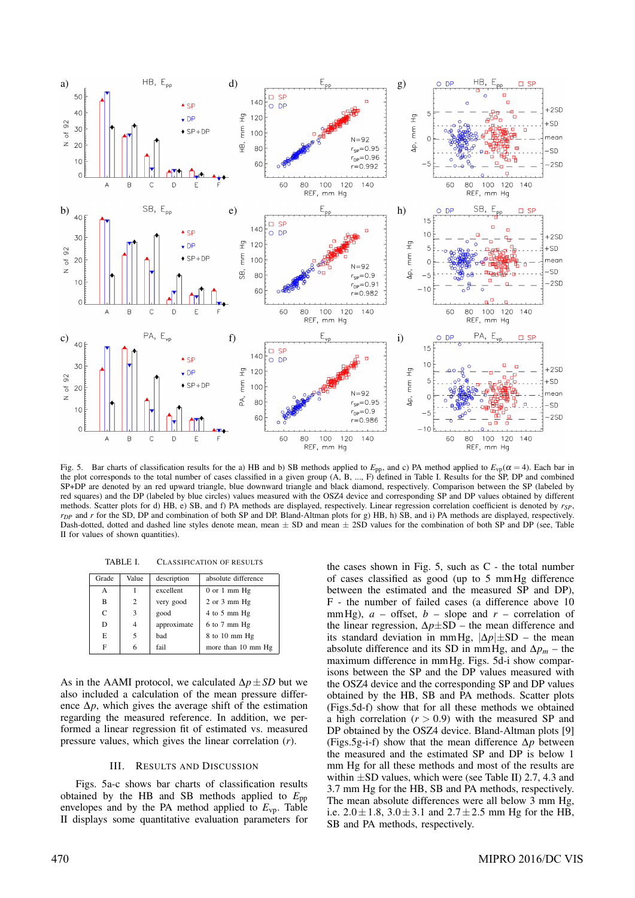Fig. 5. Bar charts of classification results for the a) HB and b) SB methods applied to $E_{pp}$, and c) PA method applied to $E_{vp}(\alpha = 4)$. Each bar in the plot corresponds to the total number of cases classified in a given group (A, B, ..., F) defined in Table I. Results for the SP, DP and combined SP+DP are denoted by an red upward triangle, blue downward triangle and black diamond, respectively. Comparison between the SP (labeled by red squares) and the DP (labeled by blue circles) values measured with the OSZ4 device and corresponding SP and DP values obtained by different methods. Scatter plots for d) HB, e) SB, and f) PA methods are displayed, respectively. Linear regression correlation coefficient is denoted by $r_{SP}$, $r_{DP}$ and $r$ for the SD, DP and combination of both SP and DP. Bland-Altman plots for g) HB, h) SB, and i) PA methods are displayed, respectively. Dash-dotted, dotted and dashed line styles denote mean, mean ± SD and mean ± 2SD values for the combination of both SP and DP (see, Table II for values of shown quantities).

TABLE I. CLASSIFICATION OF RESULTS

| Grade | Value | description | absolute difference |
|---|---|---|---|
| A | 1 | excellent | 0 or 1 mm Hg |
| B | 2 | very good | 2 or 3 mm Hg |
| C | 3 | good | 4 to 5 mm Hg |
| D | 4 | approximate | 6 to 7 mm Hg |
| E | 5 | bad | 8 to 10 mm Hg |
| F | 6 | fail | more than 10 mm Hg |

As in the AAMI protocol, we calculated $\Delta p \pm SD$ but we also included a calculation of the mean pressure difference $\Delta p$, which gives the average shift of the estimation regarding the measured reference. In addition, we performed a linear regression fit of estimated vs. measured pressure values, which gives the linear correlation ($r$).

## III. RESULTS AND DISCUSSION

Figs. 5a-c shows bar charts of classification results obtained by the HB and SB methods applied to $E_{pp}$ envelopes and by the PA method applied to $E_{vp}$. Table II displays some quantitative evaluation parameters for the cases shown in Fig. 5, such as C - the total number of cases classified as good (up to 5 mmHg difference between the estimated and the measured SP and DP), F - the number of failed cases (a difference above 10 mmHg), $a$ – offset, $b$ – slope and $r$ – correlation of the linear regression, $\Delta p \pm$SD – the mean difference and its standard deviation in mmHg, $|\Delta p| \pm$SD – the mean absolute difference and its SD in mmHg, and $\Delta p_m$ – the maximum difference in mmHg. Figs. 5d-i show comparisons between the SP and the DP values measured with the OSZ4 device and the corresponding SP and DP values obtained by the HB, SB and PA methods. Scatter plots (Figs.5d-f) show that for all these methods we obtained a high correlation ($r > 0.9$) with the measured SP and DP obtained by the OSZ4 device. Bland-Altman plots [9] (Figs.5g-i-f) show that the mean difference $\Delta p$ between the measured and the estimated SP and DP is below 1 mm Hg for all these methods and most of the results are within ±SD values, which were (see Table II) 2.7, 4.3 and 3.7 mm Hg for the HB, SB and PA methods, respectively. The mean absolute differences were all below 3 mm Hg, i.e. 2.0 ± 1.8, 3.0 ± 3.1 and 2.7 ± 2.5 mm Hg for the HB, SB and PA methods, respectively.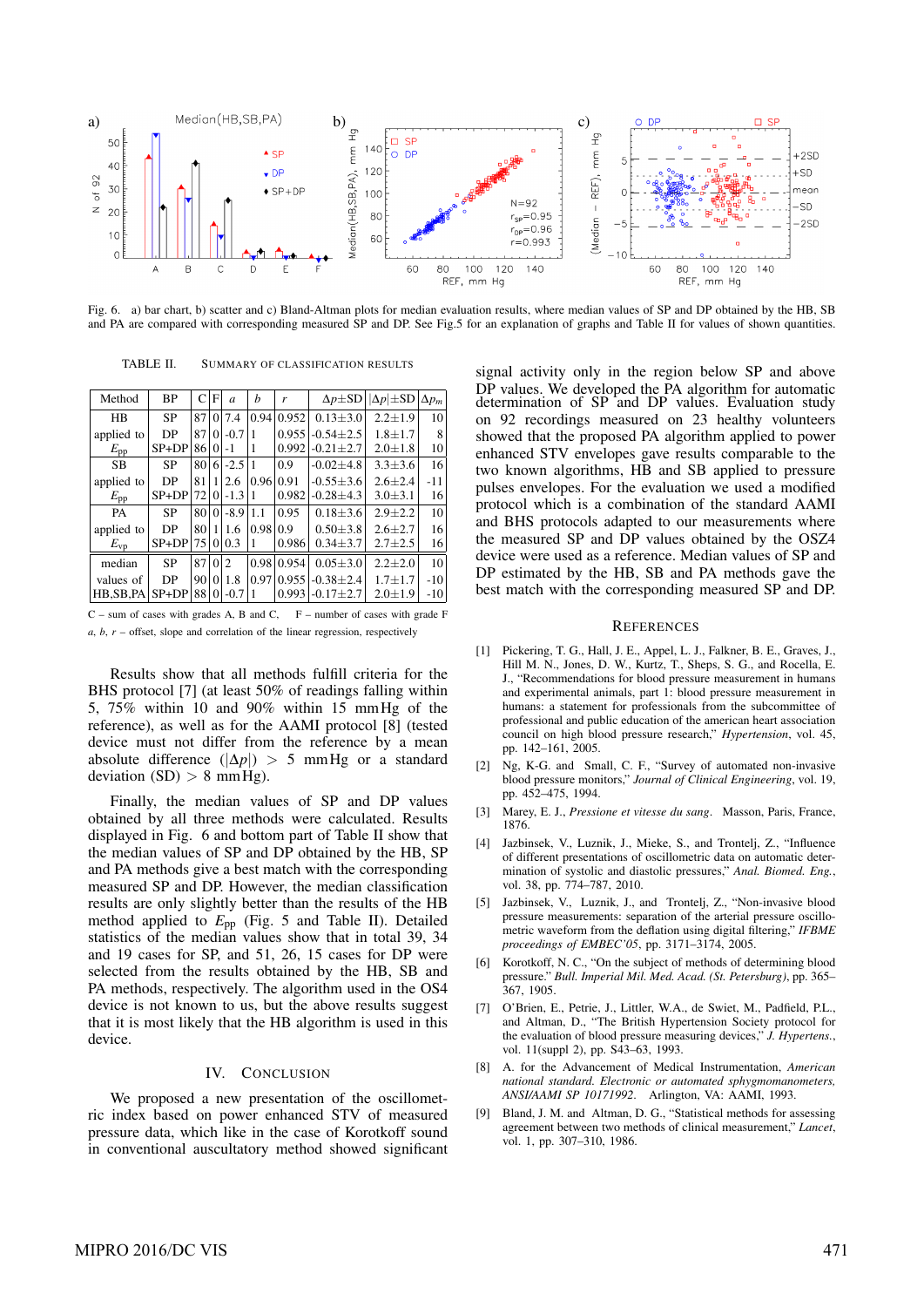a) Median(HB,SB,PA)
N of 92
50
40
30
20
10
0
A B C D E F
SP
DP
SP+DP

b)
Median(HB,SB,PA), mm Hg
140
120
100
80
60
SP
DP
N=92
$r_{SP}$=0.95
$r_{DP}$=0.96
r=0.993
60 80 100 120 140
REF, mm Hg

c)
(Median − REF), mm Hg
DP SP
5
0
−5
−10
+2SD
+SD
mean
−SD
−2SD
60 80 100 120 140
REF, mm Hg

Fig. 6. a) bar chart, b) scatter and c) Bland-Altman plots for median evaluation results, where median values of SP and DP obtained by the HB, SB and PA are compared with corresponding measured SP and DP. See Fig.5 for an explanation of graphs and Table II for values of shown quantities.

TABLE II. SUMMARY OF CLASSIFICATION RESULTS

| Method | BP | C | F | $a$ | $b$ | $r$ | $\Delta p$±SD | $\lvert\Delta p\rvert$±SD | $\Delta p_m$ |
|---|---|---|---|---|---|---|---|---|---|
| HB | SP | 87 | 0 | 7.4 | 0.94 | 0.952 | 0.13±3.0 | 2.2±1.9 | 10 |
| applied to | DP | 87 | 0 | -0.7 | 1 | 0.955 | -0.54±2.5 | 1.8±1.7 | 8 |
| $E_{pp}$ | SP+DP | 86 | 0 | -1 | 1 | 0.992 | -0.21±2.7 | 2.0±1.8 | 10 |
| SB | SP | 80 | 6 | -2.5 | 1 | 0.9 | -0.02±4.8 | 3.3±3.6 | 16 |
| applied to | DP | 81 | 1 | 2.6 | 0.96 | 0.91 | -0.55±3.6 | 2.6±2.4 | -11 |
| $E_{pp}$ | SP+DP | 72 | 0 | -1.3 | 1 | 0.982 | -0.28±4.3 | 3.0±3.1 | 16 |
| PA | SP | 80 | 0 | -8.9 | 1.1 | 0.95 | 0.18±3.6 | 2.9±2.2 | 10 |
| applied to | DP | 80 | 1 | 1.6 | 0.98 | 0.9 | 0.50±3.8 | 2.6±2.7 | 16 |
| $E_{vp}$ | SP+DP | 75 | 0 | 0.3 | 1 | 0.986 | 0.34±3.7 | 2.7±2.5 | 16 |
| median | SP | 87 | 0 | 2 | 0.98 | 0.954 | 0.05±3.0 | 2.2±2.0 | 10 |
| values of | DP | 90 | 0 | 1.8 | 0.97 | 0.955 | -0.38±2.4 | 1.7±1.7 | -10 |
| HB,SB,PA | SP+DP | 88 | 0 | -0.7 | 1 | 0.993 | -0.17±2.7 | 2.0±1.9 | -10 |

C – sum of cases with grades A, B and C, F – number of cases with grade F
$a$, $b$, $r$ – offset, slope and correlation of the linear regression, respectively

Results show that all methods fulfill criteria for the BHS protocol [7] (at least 50% of readings falling within 5, 75% within 10 and 90% within 15 mmHg of the reference), as well as for the AAMI protocol [8] (tested device must not differ from the reference by a mean absolute difference ($|\Delta p|$) > 5 mmHg or a standard deviation (SD) > 8 mmHg).

Finally, the median values of SP and DP values obtained by all three methods were calculated. Results displayed in Fig. 6 and bottom part of Table II show that the median values of SP and DP obtained by the HB, SP and PA methods give a best match with the corresponding measured SP and DP. However, the median classification results are only slightly better than the results of the HB method applied to $E_{pp}$ (Fig. 5 and Table II). Detailed statistics of the median values show that in total 39, 34 and 19 cases for SP, and 51, 26, 15 cases for DP were selected from the results obtained by the HB, SB and PA methods, respectively. The algorithm used in the OS4 device is not known to us, but the above results suggest that it is most likely that the HB algorithm is used in this device.

## IV. Conclusion

We proposed a new presentation of the oscillometric index based on power enhanced STV of measured pressure data, which like in the case of Korotkoff sound in conventional auscultatory method showed significant signal activity only in the region below SP and above DP values. We developed the PA algorithm for automatic determination of SP and DP values. Evaluation study on 92 recordings measured on 23 healthy volunteers showed that the proposed PA algorithm applied to power enhanced STV envelopes gave results comparable to the two known algorithms, HB and SB applied to pressure pulses envelopes. For the evaluation we used a modified protocol which is a combination of the standard AAMI and BHS protocols adapted to our measurements where the measured SP and DP values obtained by the OSZ4 device were used as a reference. Median values of SP and DP estimated by the HB, SB and PA methods gave the best match with the corresponding measured SP and DP.

## References

[1] Pickering, T. G., Hall, J. E., Appel, L. J., Falkner, B. E., Graves, J., Hill M. N., Jones, D. W., Kurtz, T., Sheps, S. G., and Rocella, E. J., "Recommendations for blood pressure measurement in humans and experimental animals, part 1: blood pressure measurement in humans: a statement for professionals from the subcommittee of professional and public education of the american heart association council on high blood pressure research," *Hypertension*, vol. 45, pp. 142–161, 2005.

[2] Ng, K-G. and Small, C. F., "Survey of automated non-invasive blood pressure monitors," *Journal of Clinical Engineering*, vol. 19, pp. 452–475, 1994.

[3] Marey, E. J., *Pressione et vitesse du sang*. Masson, Paris, France, 1876.

[4] Jazbinsek, V., Luznik, J., Mieke, S., and Trontelj, Z., "Influence of different presentations of oscillometric data on automatic determination of systolic and diastolic pressures," *Anal. Biomed. Eng.*, vol. 38, pp. 774–787, 2010.

[5] Jazbinsek, V., Luznik, J., and Trontelj, Z., "Non-invasive blood pressure measurements: separation of the arterial pressure oscillometric waveform from the deflation using digital filtering," *IFBME proceedings of EMBEC'05*, pp. 3171–3174, 2005.

[6] Korotkoff, N. C., "On the subject of methods of determining blood pressure," *Bull. Imperial Mil. Med. Acad. (St. Petersburg)*, pp. 365–367, 1905.

[7] O'Brien, E., Petrie, J., Littler, W.A., de Swiet, M., Padfield, P.L., and Altman, D., "The British Hypertension Society protocol for the evaluation of blood pressure measuring devices," *J. Hypertens.*, vol. 11(suppl 2), pp. S43–63, 1993.

[8] A. for the Advancement of Medical Instrumentation, *American national standard. Electronic or automated sphygmomanometers, ANSI/AAMI SP 10171992*. Arlington, VA: AAMI, 1993.

[9] Bland, J. M. and Altman, D. G., "Statistical methods for assessing agreement between two methods of clinical measurement," *Lancet*, vol. 1, pp. 307–310, 1986.